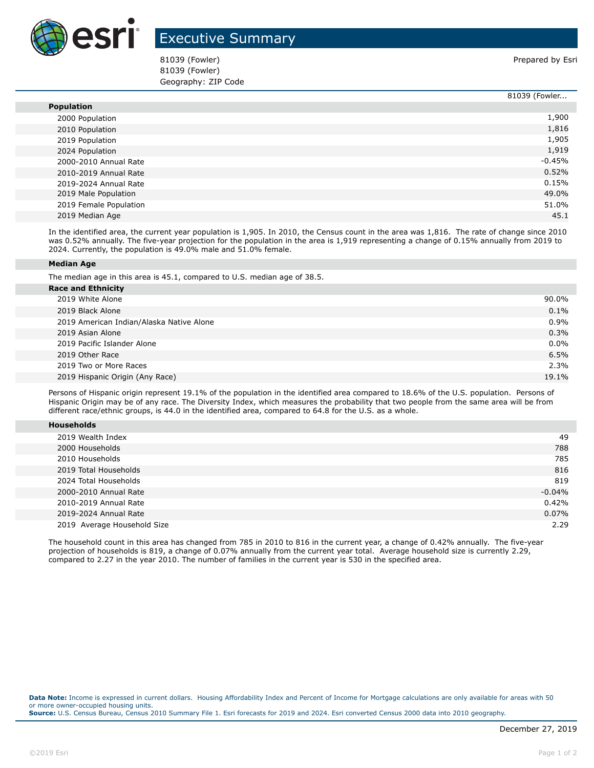# Executive Summary

81039 (Fowler)
81039 (Fowler)
Geography: ZIP Code

Prepared by Esri

| | 81039 (Fowler... |
|---|---|
| **Population** | |
| 2000 Population | 1,900 |
| 2010 Population | 1,816 |
| 2019 Population | 1,905 |
| 2024 Population | 1,919 |
| 2000-2010 Annual Rate | -0.45% |
| 2010-2019 Annual Rate | 0.52% |
| 2019-2024 Annual Rate | 0.15% |
| 2019 Male Population | 49.0% |
| 2019 Female Population | 51.0% |
| 2019 Median Age | 45.1 |

In the identified area, the current year population is 1,905. In 2010, the Census count in the area was 1,816. The rate of change since 2010 was 0.52% annually. The five-year projection for the population in the area is 1,919 representing a change of 0.15% annually from 2019 to 2024. Currently, the population is 49.0% male and 51.0% female.

**Median Age**

The median age in this area is 45.1, compared to U.S. median age of 38.5.

| **Race and Ethnicity** | |
|---|---|
| 2019 White Alone | 90.0% |
| 2019 Black Alone | 0.1% |
| 2019 American Indian/Alaska Native Alone | 0.9% |
| 2019 Asian Alone | 0.3% |
| 2019 Pacific Islander Alone | 0.0% |
| 2019 Other Race | 6.5% |
| 2019 Two or More Races | 2.3% |
| 2019 Hispanic Origin (Any Race) | 19.1% |

Persons of Hispanic origin represent 19.1% of the population in the identified area compared to 18.6% of the U.S. population. Persons of Hispanic Origin may be of any race. The Diversity Index, which measures the probability that two people from the same area will be from different race/ethnic groups, is 44.0 in the identified area, compared to 64.8 for the U.S. as a whole.

| **Households** | |
|---|---|
| 2019 Wealth Index | 49 |
| 2000 Households | 788 |
| 2010 Households | 785 |
| 2019 Total Households | 816 |
| 2024 Total Households | 819 |
| 2000-2010 Annual Rate | -0.04% |
| 2010-2019 Annual Rate | 0.42% |
| 2019-2024 Annual Rate | 0.07% |
| 2019 Average Household Size | 2.29 |

The household count in this area has changed from 785 in 2010 to 816 in the current year, a change of 0.42% annually. The five-year projection of households is 819, a change of 0.07% annually from the current year total. Average household size is currently 2.29, compared to 2.27 in the year 2010. The number of families in the current year is 530 in the specified area.

**Data Note:** Income is expressed in current dollars. Housing Affordability Index and Percent of Income for Mortgage calculations are only available for areas with 50 or more owner-occupied housing units.
**Source:** U.S. Census Bureau, Census 2010 Summary File 1. Esri forecasts for 2019 and 2024. Esri converted Census 2000 data into 2010 geography.

December 27, 2019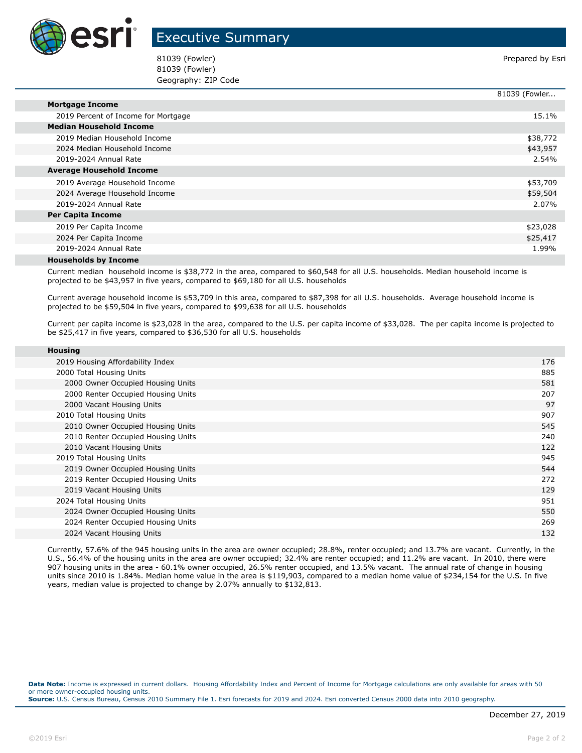# Executive Summary

81039 (Fowler)
81039 (Fowler)
Geography: ZIP Code

Prepared by Esri

| | 81039 (Fowler... |
|---|---|
| **Mortgage Income** | |
| 2019 Percent of Income for Mortgage | 15.1% |
| **Median Household Income** | |
| 2019 Median Household Income | $38,772 |
| 2024 Median Household Income | $43,957 |
| 2019-2024 Annual Rate | 2.54% |
| **Average Household Income** | |
| 2019 Average Household Income | $53,709 |
| 2024 Average Household Income | $59,504 |
| 2019-2024 Annual Rate | 2.07% |
| **Per Capita Income** | |
| 2019 Per Capita Income | $23,028 |
| 2024 Per Capita Income | $25,417 |
| 2019-2024 Annual Rate | 1.99% |
| **Households by Income** | |

Current median household income is $38,772 in the area, compared to $60,548 for all U.S. households. Median household income is projected to be $43,957 in five years, compared to $69,180 for all U.S. households

Current average household income is $53,709 in this area, compared to $87,398 for all U.S. households. Average household income is projected to be $59,504 in five years, compared to $99,638 for all U.S. households

Current per capita income is $23,028 in the area, compared to the U.S. per capita income of $33,028. The per capita income is projected to be $25,417 in five years, compared to $36,530 for all U.S. households

| | |
|---|---|
| **Housing** | |
| 2019 Housing Affordability Index | 176 |
| 2000 Total Housing Units | 885 |
| 2000 Owner Occupied Housing Units | 581 |
| 2000 Renter Occupied Housing Units | 207 |
| 2000 Vacant Housing Units | 97 |
| 2010 Total Housing Units | 907 |
| 2010 Owner Occupied Housing Units | 545 |
| 2010 Renter Occupied Housing Units | 240 |
| 2010 Vacant Housing Units | 122 |
| 2019 Total Housing Units | 945 |
| 2019 Owner Occupied Housing Units | 544 |
| 2019 Renter Occupied Housing Units | 272 |
| 2019 Vacant Housing Units | 129 |
| 2024 Total Housing Units | 951 |
| 2024 Owner Occupied Housing Units | 550 |
| 2024 Renter Occupied Housing Units | 269 |
| 2024 Vacant Housing Units | 132 |

Currently, 57.6% of the 945 housing units in the area are owner occupied; 28.8%, renter occupied; and 13.7% are vacant. Currently, in the U.S., 56.4% of the housing units in the area are owner occupied; 32.4% are renter occupied; and 11.2% are vacant. In 2010, there were 907 housing units in the area - 60.1% owner occupied, 26.5% renter occupied, and 13.5% vacant. The annual rate of change in housing units since 2010 is 1.84%. Median home value in the area is $119,903, compared to a median home value of $234,154 for the U.S. In five years, median value is projected to change by 2.07% annually to $132,813.

**Data Note:** Income is expressed in current dollars. Housing Affordability Index and Percent of Income for Mortgage calculations are only available for areas with 50 or more owner-occupied housing units.
**Source:** U.S. Census Bureau, Census 2010 Summary File 1. Esri forecasts for 2019 and 2024. Esri converted Census 2000 data into 2010 geography.

December 27, 2019

©2019 Esri